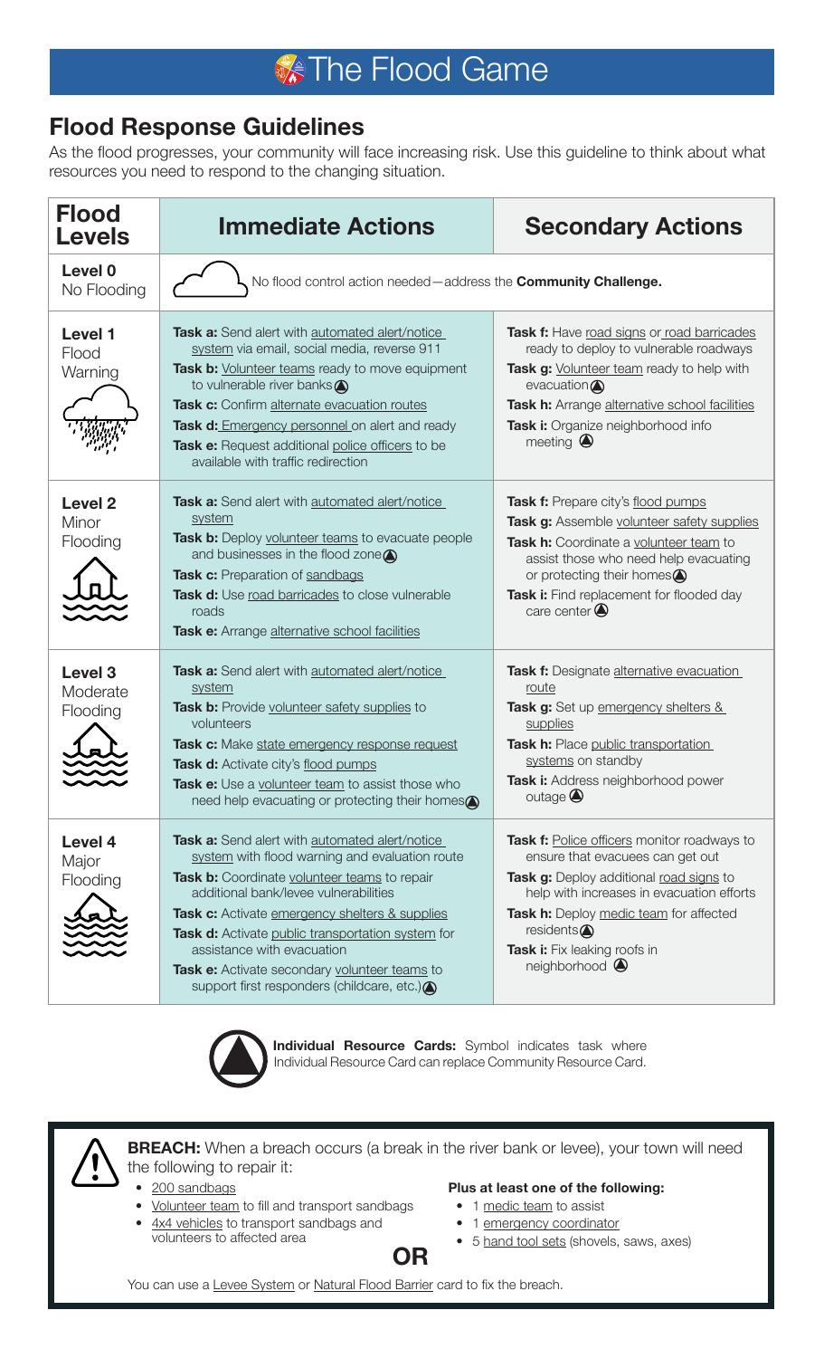# The Flood Game

## Flood Response Guidelines

As the flood progresses, your community will face increasing risk. Use this guideline to think about what resources you need to respond to the changing situation.

| Flood Levels | Immediate Actions | Secondary Actions |
|---|---|---|
| **Level 0** No Flooding | No flood control action needed—address the **Community Challenge.** | |
| **Level 1** Flood Warning | **Task a:** Send alert with automated alert/notice system via email, social media, reverse 911<br>**Task b:** Volunteer teams ready to move equipment to vulnerable river banks ▲<br>**Task c:** Confirm alternate evacuation routes<br>**Task d:** Emergency personnel on alert and ready<br>**Task e:** Request additional police officers to be available with traffic redirection | **Task f:** Have road signs or road barricades ready to deploy to vulnerable roadways<br>**Task g:** Volunteer team ready to help with evacuation ▲<br>**Task h:** Arrange alternative school facilities<br>**Task i:** Organize neighborhood info meeting ▲ |
| **Level 2** Minor Flooding | **Task a:** Send alert with automated alert/notice system<br>**Task b:** Deploy volunteer teams to evacuate people and businesses in the flood zone ▲<br>**Task c:** Preparation of sandbags<br>**Task d:** Use road barricades to close vulnerable roads<br>**Task e:** Arrange alternative school facilities | **Task f:** Prepare city's flood pumps<br>**Task g:** Assemble volunteer safety supplies<br>**Task h:** Coordinate a volunteer team to assist those who need help evacuating or protecting their homes ▲<br>**Task i:** Find replacement for flooded day care center ▲ |
| **Level 3** Moderate Flooding | **Task a:** Send alert with automated alert/notice system<br>**Task b:** Provide volunteer safety supplies to volunteers<br>**Task c:** Make state emergency response request<br>**Task d:** Activate city's flood pumps<br>**Task e:** Use a volunteer team to assist those who need help evacuating or protecting their homes ▲ | **Task f:** Designate alternative evacuation route<br>**Task g:** Set up emergency shelters & supplies<br>**Task h:** Place public transportation systems on standby<br>**Task i:** Address neighborhood power outage ▲ |
| **Level 4** Major Flooding | **Task a:** Send alert with automated alert/notice system with flood warning and evaluation route<br>**Task b:** Coordinate volunteer teams to repair additional bank/levee vulnerabilities<br>**Task c:** Activate emergency shelters & supplies<br>**Task d:** Activate public transportation system for assistance with evacuation<br>**Task e:** Activate secondary volunteer teams to support first responders (childcare, etc.) ▲ | **Task f:** Police officers monitor roadways to ensure that evacuees can get out<br>**Task g:** Deploy additional road signs to help with increases in evacuation efforts<br>**Task h:** Deploy medic team for affected residents ▲<br>**Task i:** Fix leaking roofs in neighborhood ▲ |

▲ **Individual Resource Cards:** Symbol indicates task where Individual Resource Card can replace Community Resource Card.

**BREACH:** When a breach occurs (a break in the river bank or levee), your town will need the following to repair it:

- 200 sandbags
- Volunteer team to fill and transport sandbags
- 4x4 vehicles to transport sandbags and volunteers to affected area

**Plus at least one of the following:**

- 1 medic team to assist
- 1 emergency coordinator
- 5 hand tool sets (shovels, saws, axes)

**OR**

You can use a Levee System or Natural Flood Barrier card to fix the breach.